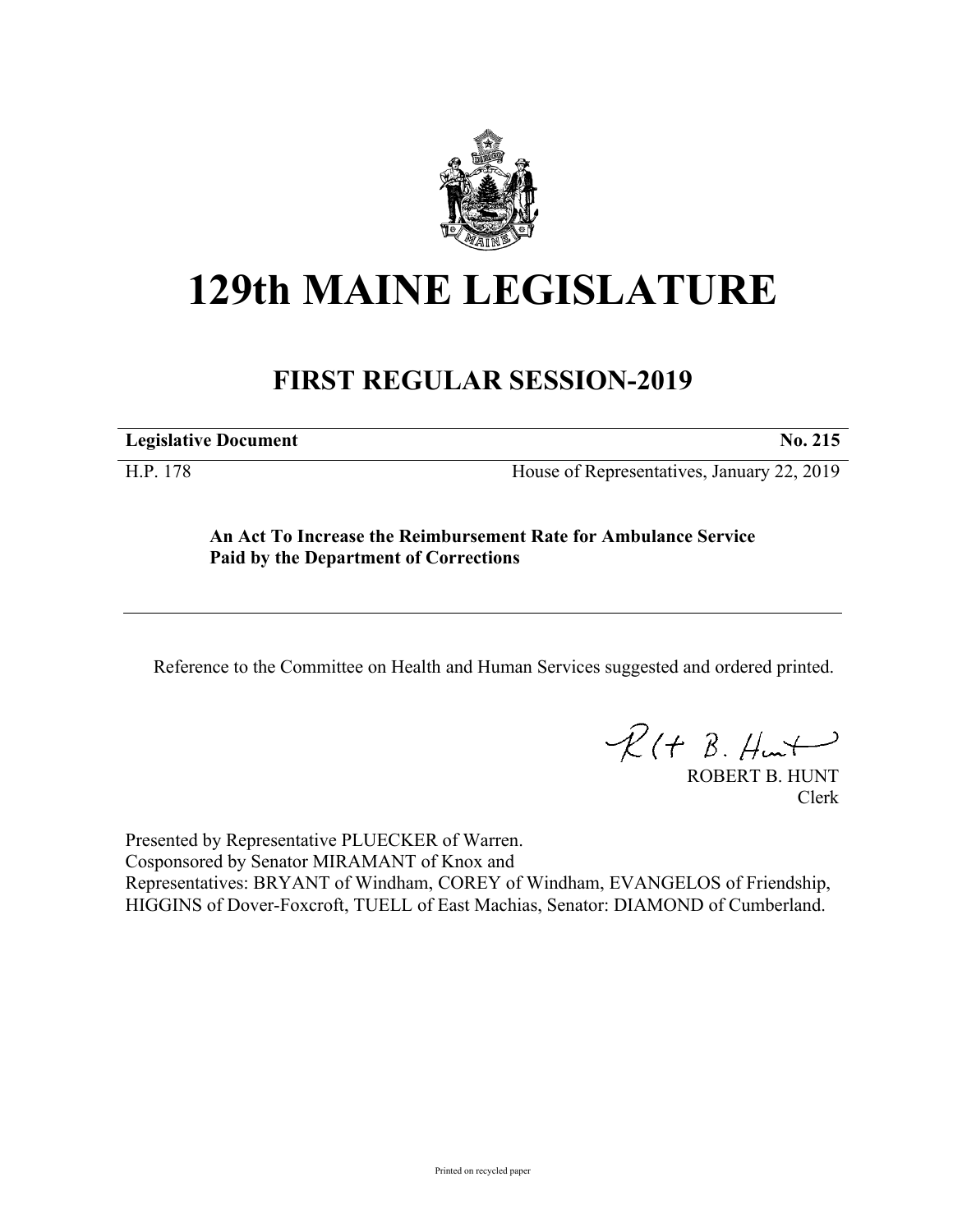# 129th MAINE LEGISLATURE

## FIRST REGULAR SESSION-2019

**Legislative Document** **No. 215**

H.P. 178 House of Representatives, January 22, 2019

**An Act To Increase the Reimbursement Rate for Ambulance Service Paid by the Department of Corrections**

---

Reference to the Committee on Health and Human Services suggested and ordered printed.

ROBERT B. HUNT
Clerk

Presented by Representative PLUECKER of Warren.
Cosponsored by Senator MIRAMANT of Knox and
Representatives: BRYANT of Windham, COREY of Windham, EVANGELOS of Friendship, HIGGINS of Dover-Foxcroft, TUELL of East Machias, Senator: DIAMOND of Cumberland.

Printed on recycled paper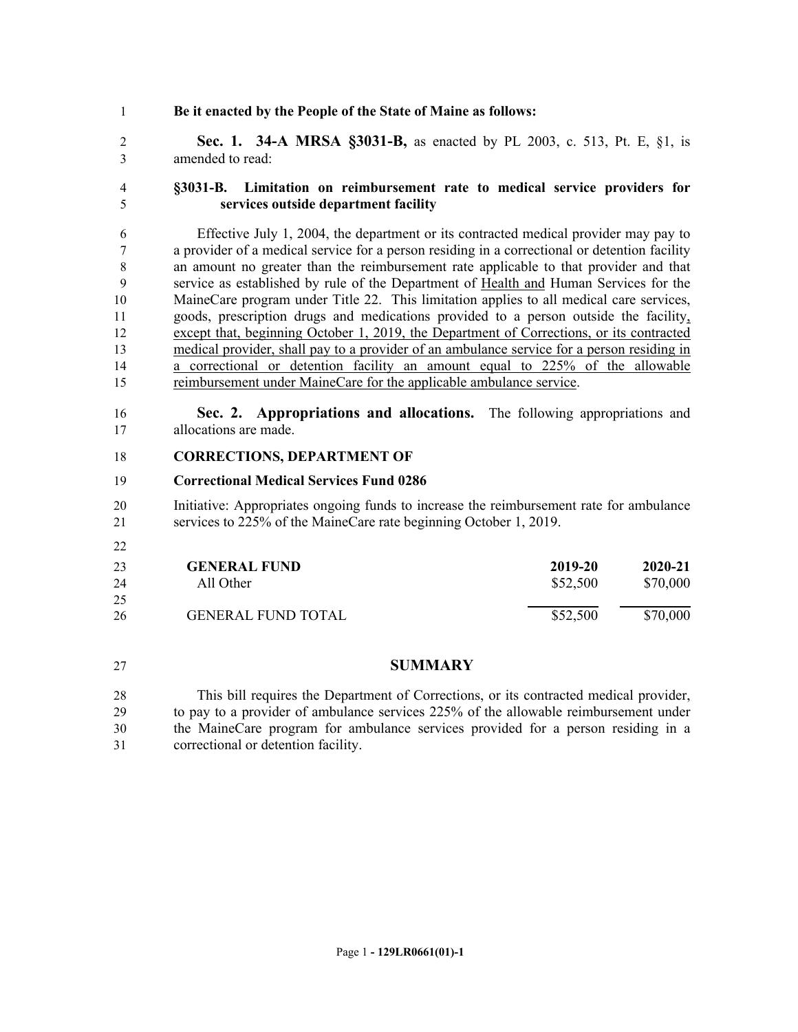**Be it enacted by the People of the State of Maine as follows:**

**Sec. 1. 34-A MRSA §3031-B,** as enacted by PL 2003, c. 513, Pt. E, §1, is amended to read:

**§3031-B. Limitation on reimbursement rate to medical service providers for services outside department facility**

Effective July 1, 2004, the department or its contracted medical provider may pay to a provider of a medical service for a person residing in a correctional or detention facility an amount no greater than the reimbursement rate applicable to that provider and that service as established by rule of the Department of Health and Human Services for the MaineCare program under Title 22. This limitation applies to all medical care services, goods, prescription drugs and medications provided to a person outside the facility, except that, beginning October 1, 2019, the Department of Corrections, or its contracted medical provider, shall pay to a provider of an ambulance service for a person residing in a correctional or detention facility an amount equal to 225% of the allowable reimbursement under MaineCare for the applicable ambulance service.

**Sec. 2. Appropriations and allocations.** The following appropriations and allocations are made.

**CORRECTIONS, DEPARTMENT OF**

**Correctional Medical Services Fund 0286**

Initiative: Appropriates ongoing funds to increase the reimbursement rate for ambulance services to 225% of the MaineCare rate beginning October 1, 2019.

| **GENERAL FUND** | **2019-20** | **2020-21** |
|---|---|---|
| All Other | $52,500 | $70,000 |
| GENERAL FUND TOTAL | $52,500 | $70,000 |

## SUMMARY

This bill requires the Department of Corrections, or its contracted medical provider, to pay to a provider of ambulance services 225% of the allowable reimbursement under the MaineCare program for ambulance services provided for a person residing in a correctional or detention facility.